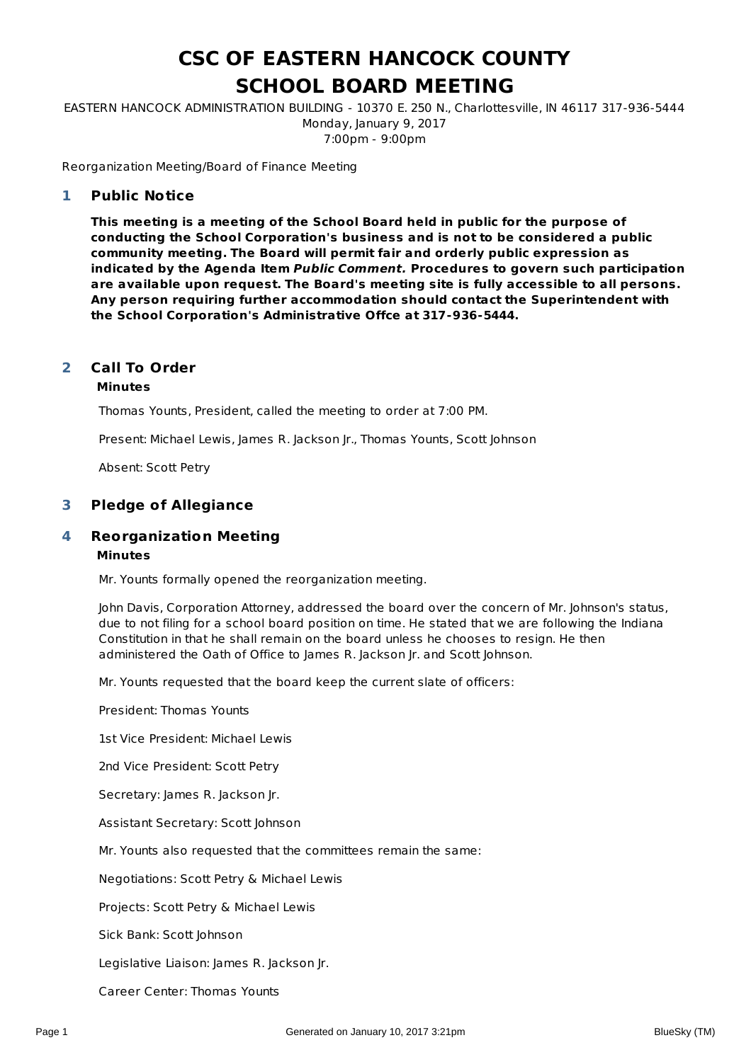# CSC OF EASTERN HANCOCK COUNTY
# SCHOOL BOARD MEETING

EASTERN HANCOCK ADMINISTRATION BUILDING - 10370 E. 250 N., Charlottesville, IN 46117 317-936-5444
Monday, January 9, 2017
7:00pm - 9:00pm

Reorganization Meeting/Board of Finance Meeting

## 1 Public Notice

**This meeting is a meeting of the School Board held in public for the purpose of conducting the School Corporation's business and is not to be considered a public community meeting. The Board will permit fair and orderly public expression as indicated by the Agenda Item *Public Comment.* Procedures to govern such participation are available upon request. The Board's meeting site is fully accessible to all persons. Any person requiring further accommodation should contact the Superintendent with the School Corporation's Administrative Offce at 317-936-5444.**

## 2 Call To Order

**Minutes**

Thomas Younts, President, called the meeting to order at 7:00 PM.

Present: Michael Lewis, James R. Jackson Jr., Thomas Younts, Scott Johnson

Absent: Scott Petry

## 3 Pledge of Allegiance

## 4 Reorganization Meeting

**Minutes**

Mr. Younts formally opened the reorganization meeting.

John Davis, Corporation Attorney, addressed the board over the concern of Mr. Johnson's status, due to not filing for a school board position on time. He stated that we are following the Indiana Constitution in that he shall remain on the board unless he chooses to resign. He then administered the Oath of Office to James R. Jackson Jr. and Scott Johnson.

Mr. Younts requested that the board keep the current slate of officers:

President: Thomas Younts

1st Vice President: Michael Lewis

2nd Vice President: Scott Petry

Secretary: James R. Jackson Jr.

Assistant Secretary: Scott Johnson

Mr. Younts also requested that the committees remain the same:

Negotiations: Scott Petry & Michael Lewis

Projects: Scott Petry & Michael Lewis

Sick Bank: Scott Johnson

Legislative Liaison: James R. Jackson Jr.

Career Center: Thomas Younts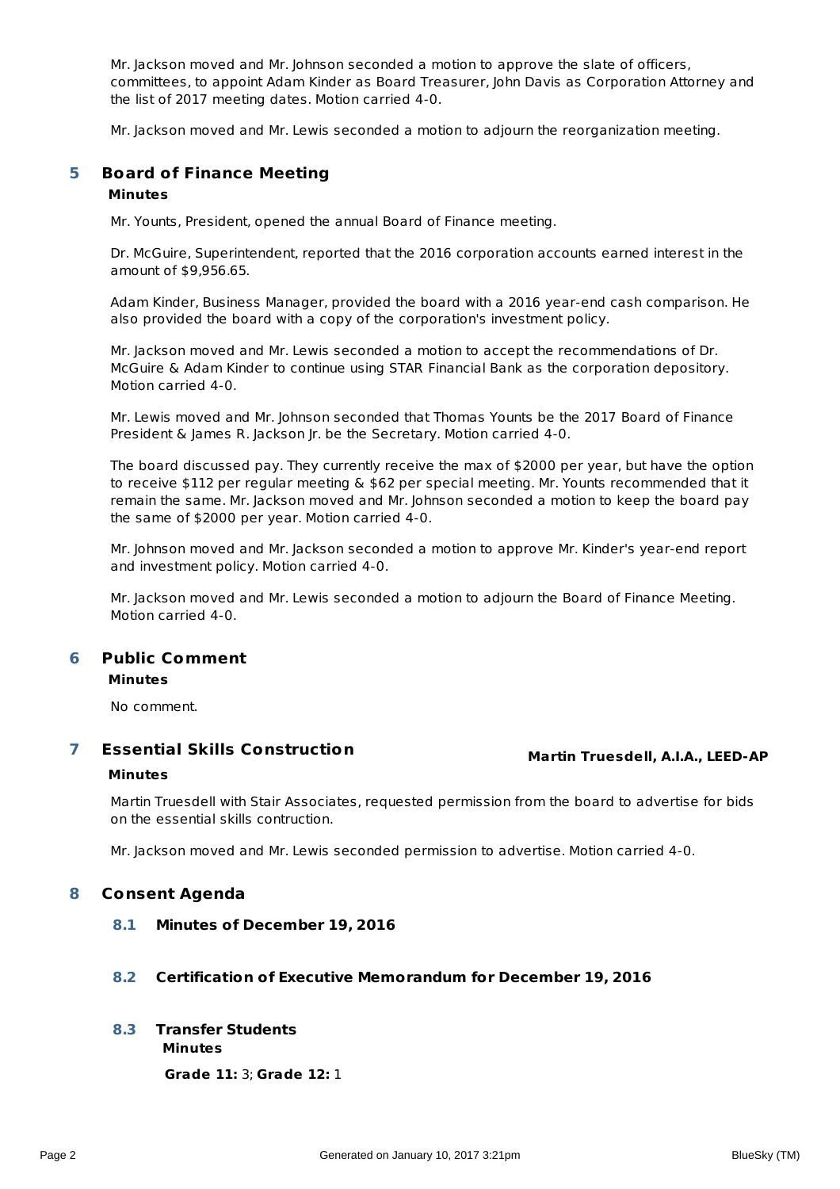Mr. Jackson moved and Mr. Johnson seconded a motion to approve the slate of officers, committees, to appoint Adam Kinder as Board Treasurer, John Davis as Corporation Attorney and the list of 2017 meeting dates. Motion carried 4-0.

Mr. Jackson moved and Mr. Lewis seconded a motion to adjourn the reorganization meeting.

## 5 Board of Finance Meeting

**Minutes**

Mr. Younts, President, opened the annual Board of Finance meeting.

Dr. McGuire, Superintendent, reported that the 2016 corporation accounts earned interest in the amount of $9,956.65.

Adam Kinder, Business Manager, provided the board with a 2016 year-end cash comparison. He also provided the board with a copy of the corporation's investment policy.

Mr. Jackson moved and Mr. Lewis seconded a motion to accept the recommendations of Dr. McGuire & Adam Kinder to continue using STAR Financial Bank as the corporation depository. Motion carried 4-0.

Mr. Lewis moved and Mr. Johnson seconded that Thomas Younts be the 2017 Board of Finance President & James R. Jackson Jr. be the Secretary. Motion carried 4-0.

The board discussed pay. They currently receive the max of $2000 per year, but have the option to receive $112 per regular meeting & $62 per special meeting. Mr. Younts recommended that it remain the same. Mr. Jackson moved and Mr. Johnson seconded a motion to keep the board pay the same of $2000 per year. Motion carried 4-0.

Mr. Johnson moved and Mr. Jackson seconded a motion to approve Mr. Kinder's year-end report and investment policy. Motion carried 4-0.

Mr. Jackson moved and Mr. Lewis seconded a motion to adjourn the Board of Finance Meeting. Motion carried 4-0.

## 6 Public Comment

**Minutes**

No comment.

## 7 Essential Skills Construction

**Martin Truesdell, A.I.A., LEED-AP**

**Minutes**

Martin Truesdell with Stair Associates, requested permission from the board to advertise for bids on the essential skills contruction.

Mr. Jackson moved and Mr. Lewis seconded permission to advertise. Motion carried 4-0.

## 8 Consent Agenda

### 8.1 Minutes of December 19, 2016

### 8.2 Certification of Executive Memorandum for December 19, 2016

### 8.3 Transfer Students

**Minutes**

**Grade 11:** 3; **Grade 12:** 1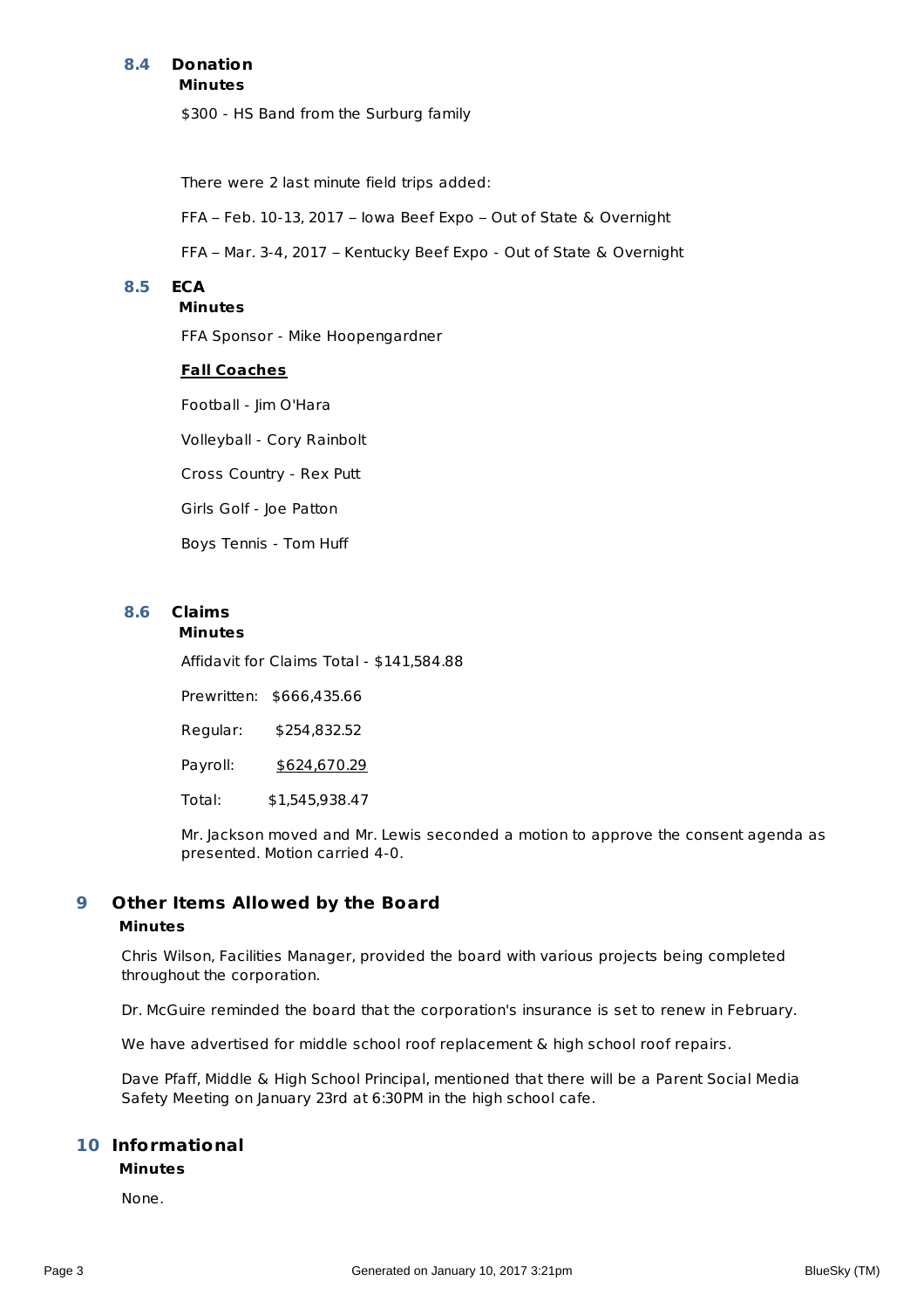### 8.4 Donation

**Minutes**

$300 - HS Band from the Surburg family

There were 2 last minute field trips added:

FFA – Feb. 10-13, 2017 – Iowa Beef Expo – Out of State & Overnight

FFA – Mar. 3-4, 2017 – Kentucky Beef Expo - Out of State & Overnight

### 8.5 ECA

**Minutes**

FFA Sponsor - Mike Hoopengardner

**<u>Fall Coaches</u>**

Football - Jim O'Hara

Volleyball - Cory Rainbolt

Cross Country - Rex Putt

Girls Golf - Joe Patton

Boys Tennis - Tom Huff

### 8.6 Claims

**Minutes**

Affidavit for Claims Total - $141,584.88

Prewritten: $666,435.66

Regular: $254,832.52

Payroll: <u>$624,670.29</u>

Total: $1,545,938.47

Mr. Jackson moved and Mr. Lewis seconded a motion to approve the consent agenda as presented. Motion carried 4-0.

## 9 Other Items Allowed by the Board

**Minutes**

Chris Wilson, Facilities Manager, provided the board with various projects being completed throughout the corporation.

Dr. McGuire reminded the board that the corporation's insurance is set to renew in February.

We have advertised for middle school roof replacement & high school roof repairs.

Dave Pfaff, Middle & High School Principal, mentioned that there will be a Parent Social Media Safety Meeting on January 23rd at 6:30PM in the high school cafe.

## 10 Informational

**Minutes**

None.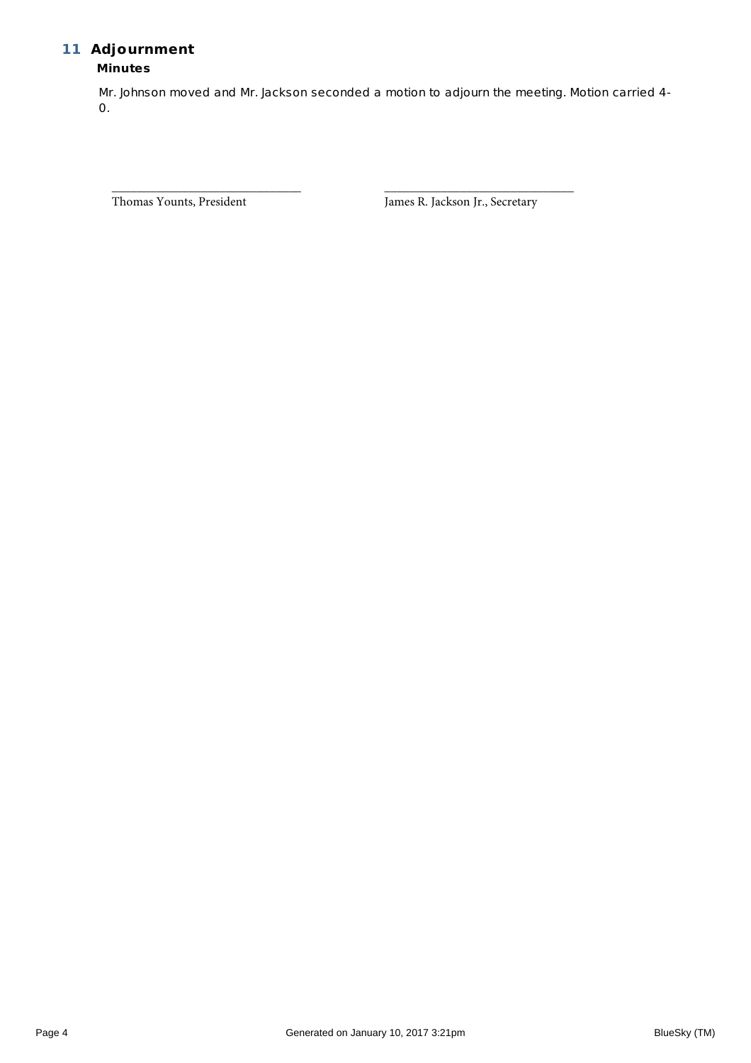## 11 Adjournment

### Minutes

Mr. Johnson moved and Mr. Jackson seconded a motion to adjourn the meeting. Motion carried 4-0.

______________________________
Thomas Younts, President

______________________________
James R. Jackson Jr., Secretary